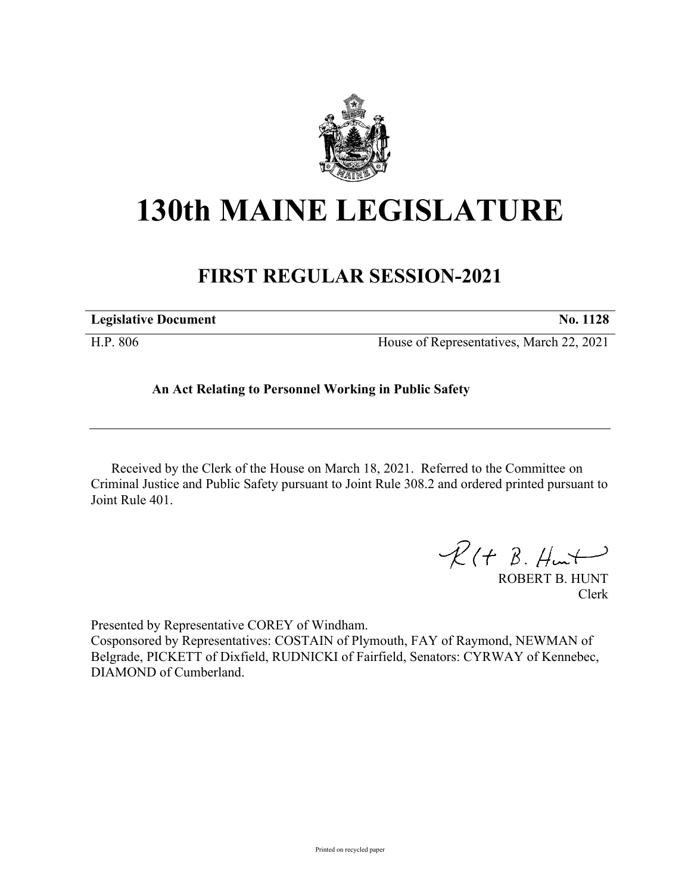# 130th MAINE LEGISLATURE

## FIRST REGULAR SESSION-2021

| **Legislative Document** | **No. 1128** |
|---|---|
| H.P. 806 | House of Representatives, March 22, 2021 |

**An Act Relating to Personnel Working in Public Safety**

Received by the Clerk of the House on March 18, 2021. Referred to the Committee on Criminal Justice and Public Safety pursuant to Joint Rule 308.2 and ordered printed pursuant to Joint Rule 401.

ROBERT B. HUNT
Clerk

Presented by Representative COREY of Windham.
Cosponsored by Representatives: COSTAIN of Plymouth, FAY of Raymond, NEWMAN of Belgrade, PICKETT of Dixfield, RUDNICKI of Fairfield, Senators: CYRWAY of Kennebec, DIAMOND of Cumberland.

Printed on recycled paper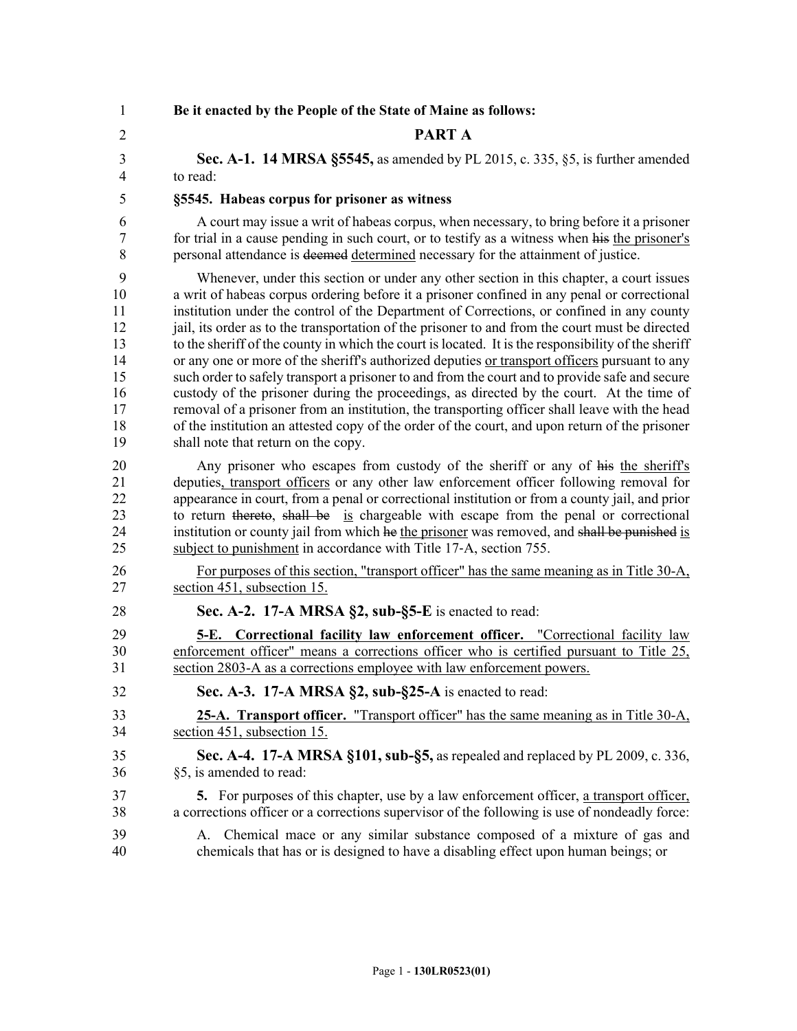**Be it enacted by the People of the State of Maine as follows:**

## PART A

**Sec. A-1. 14 MRSA §5545,** as amended by PL 2015, c. 335, §5, is further amended to read:

**§5545. Habeas corpus for prisoner as witness**

A court may issue a writ of habeas corpus, when necessary, to bring before it a prisoner for trial in a cause pending in such court, or to testify as a witness when ~~his~~ the prisoner's personal attendance is ~~deemed~~ determined necessary for the attainment of justice.

Whenever, under this section or under any other section in this chapter, a court issues a writ of habeas corpus ordering before it a prisoner confined in any penal or correctional institution under the control of the Department of Corrections, or confined in any county jail, its order as to the transportation of the prisoner to and from the court must be directed to the sheriff of the county in which the court is located. It is the responsibility of the sheriff or any one or more of the sheriff's authorized deputies or transport officers pursuant to any such order to safely transport a prisoner to and from the court and to provide safe and secure custody of the prisoner during the proceedings, as directed by the court. At the time of removal of a prisoner from an institution, the transporting officer shall leave with the head of the institution an attested copy of the order of the court, and upon return of the prisoner shall note that return on the copy.

Any prisoner who escapes from custody of the sheriff or any of ~~his~~ the sheriff's deputies, transport officers or any other law enforcement officer following removal for appearance in court, from a penal or correctional institution or from a county jail, and prior to return ~~thereto~~, ~~shall be~~ is chargeable with escape from the penal or correctional institution or county jail from which ~~he~~ the prisoner was removed, and ~~shall be punished~~ is subject to punishment in accordance with Title 17-A, section 755.

For purposes of this section, "transport officer" has the same meaning as in Title 30-A, section 451, subsection 15.

**Sec. A-2. 17-A MRSA §2, sub-§5-E** is enacted to read:

**5-E. Correctional facility law enforcement officer.** "Correctional facility law enforcement officer" means a corrections officer who is certified pursuant to Title 25, section 2803-A as a corrections employee with law enforcement powers.

**Sec. A-3. 17-A MRSA §2, sub-§25-A** is enacted to read:

**25-A. Transport officer.** "Transport officer" has the same meaning as in Title 30-A, section 451, subsection 15.

**Sec. A-4. 17-A MRSA §101, sub-§5,** as repealed and replaced by PL 2009, c. 336, §5, is amended to read:

**5.** For purposes of this chapter, use by a law enforcement officer, a transport officer, a corrections officer or a corrections supervisor of the following is use of nondeadly force:

A. Chemical mace or any similar substance composed of a mixture of gas and chemicals that has or is designed to have a disabling effect upon human beings; or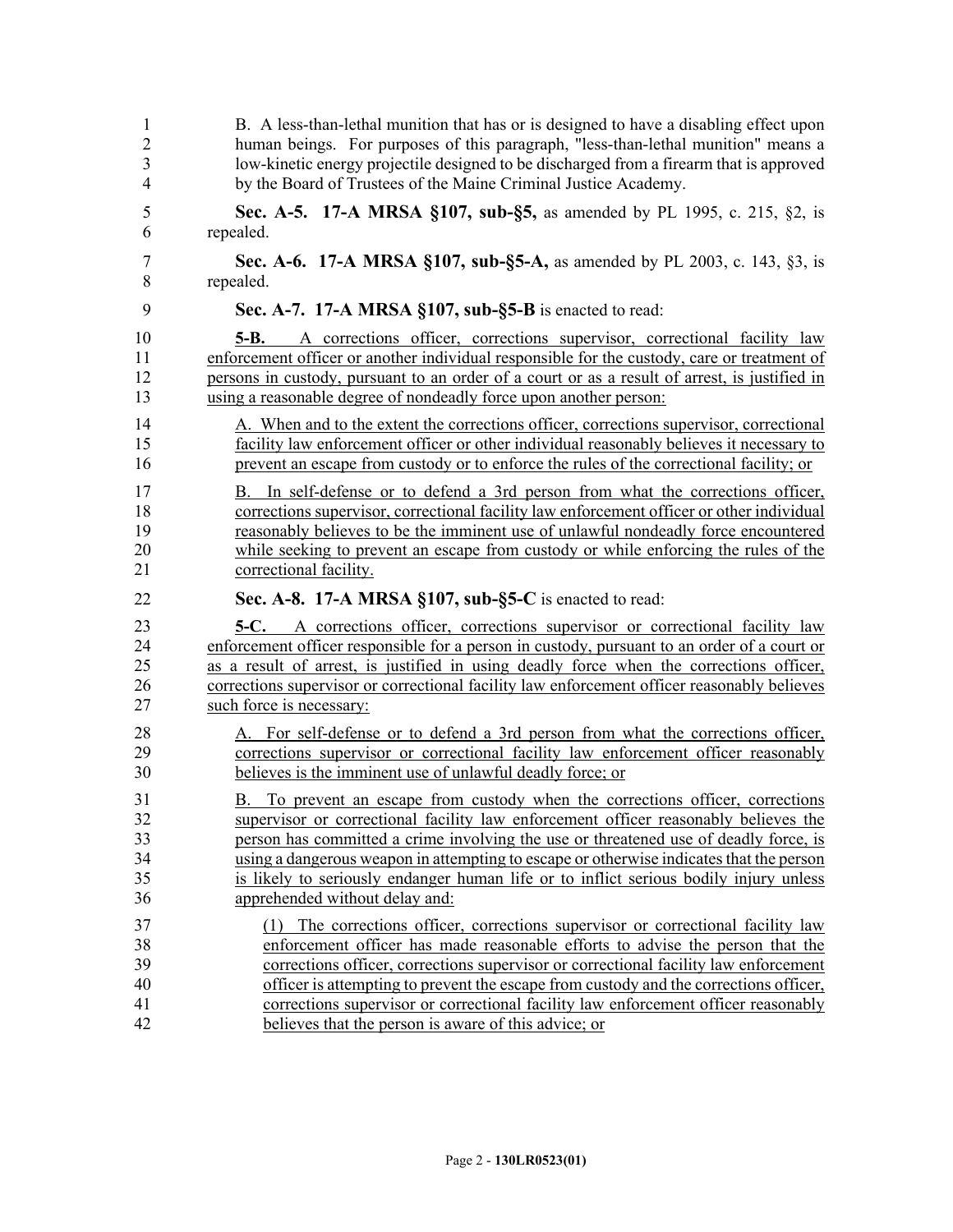B. A less-than-lethal munition that has or is designed to have a disabling effect upon human beings. For purposes of this paragraph, "less-than-lethal munition" means a low-kinetic energy projectile designed to be discharged from a firearm that is approved by the Board of Trustees of the Maine Criminal Justice Academy.

**Sec. A-5. 17-A MRSA §107, sub-§5,** as amended by PL 1995, c. 215, §2, is repealed.

**Sec. A-6. 17-A MRSA §107, sub-§5-A,** as amended by PL 2003, c. 143, §3, is repealed.

**Sec. A-7. 17-A MRSA §107, sub-§5-B** is enacted to read:

**5-B.** A corrections officer, corrections supervisor, correctional facility law enforcement officer or another individual responsible for the custody, care or treatment of persons in custody, pursuant to an order of a court or as a result of arrest, is justified in using a reasonable degree of nondeadly force upon another person:

A. When and to the extent the corrections officer, corrections supervisor, correctional facility law enforcement officer or other individual reasonably believes it necessary to prevent an escape from custody or to enforce the rules of the correctional facility; or

B. In self-defense or to defend a 3rd person from what the corrections officer, corrections supervisor, correctional facility law enforcement officer or other individual reasonably believes to be the imminent use of unlawful nondeadly force encountered while seeking to prevent an escape from custody or while enforcing the rules of the correctional facility.

**Sec. A-8. 17-A MRSA §107, sub-§5-C** is enacted to read:

**5-C.** A corrections officer, corrections supervisor or correctional facility law enforcement officer responsible for a person in custody, pursuant to an order of a court or as a result of arrest, is justified in using deadly force when the corrections officer, corrections supervisor or correctional facility law enforcement officer reasonably believes such force is necessary:

A. For self-defense or to defend a 3rd person from what the corrections officer, corrections supervisor or correctional facility law enforcement officer reasonably believes is the imminent use of unlawful deadly force; or

B. To prevent an escape from custody when the corrections officer, corrections supervisor or correctional facility law enforcement officer reasonably believes the person has committed a crime involving the use or threatened use of deadly force, is using a dangerous weapon in attempting to escape or otherwise indicates that the person is likely to seriously endanger human life or to inflict serious bodily injury unless apprehended without delay and:

(1) The corrections officer, corrections supervisor or correctional facility law enforcement officer has made reasonable efforts to advise the person that the corrections officer, corrections supervisor or correctional facility law enforcement officer is attempting to prevent the escape from custody and the corrections officer, corrections supervisor or correctional facility law enforcement officer reasonably believes that the person is aware of this advice; or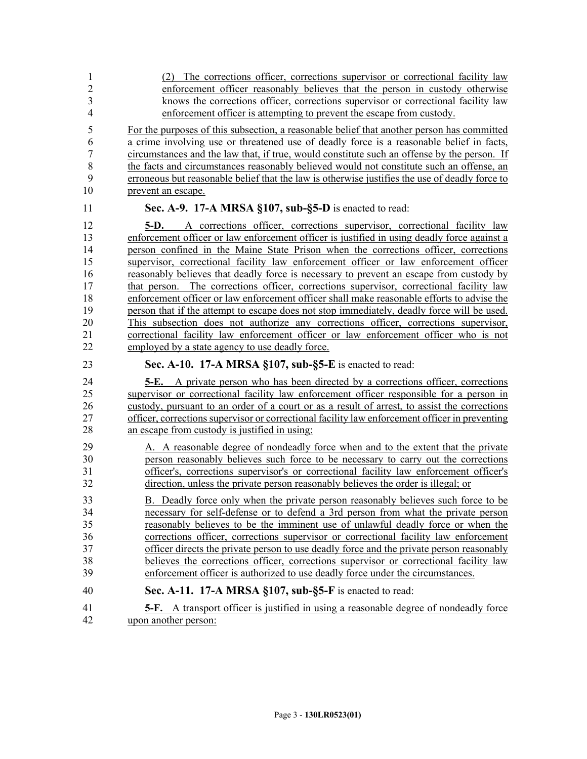(2) The corrections officer, corrections supervisor or correctional facility law enforcement officer reasonably believes that the person in custody otherwise knows the corrections officer, corrections supervisor or correctional facility law enforcement officer is attempting to prevent the escape from custody.

For the purposes of this subsection, a reasonable belief that another person has committed a crime involving use or threatened use of deadly force is a reasonable belief in facts, circumstances and the law that, if true, would constitute such an offense by the person. If the facts and circumstances reasonably believed would not constitute such an offense, an erroneous but reasonable belief that the law is otherwise justifies the use of deadly force to prevent an escape.

**Sec. A-9. 17-A MRSA §107, sub-§5-D** is enacted to read:

**5-D.** A corrections officer, corrections supervisor, correctional facility law enforcement officer or law enforcement officer is justified in using deadly force against a person confined in the Maine State Prison when the corrections officer, corrections supervisor, correctional facility law enforcement officer or law enforcement officer reasonably believes that deadly force is necessary to prevent an escape from custody by that person. The corrections officer, corrections supervisor, correctional facility law enforcement officer or law enforcement officer shall make reasonable efforts to advise the person that if the attempt to escape does not stop immediately, deadly force will be used. This subsection does not authorize any corrections officer, corrections supervisor, correctional facility law enforcement officer or law enforcement officer who is not employed by a state agency to use deadly force.

**Sec. A-10. 17-A MRSA §107, sub-§5-E** is enacted to read:

**5-E.** A private person who has been directed by a corrections officer, corrections supervisor or correctional facility law enforcement officer responsible for a person in custody, pursuant to an order of a court or as a result of arrest, to assist the corrections officer, corrections supervisor or correctional facility law enforcement officer in preventing an escape from custody is justified in using:

A. A reasonable degree of nondeadly force when and to the extent that the private person reasonably believes such force to be necessary to carry out the corrections officer's, corrections supervisor's or correctional facility law enforcement officer's direction, unless the private person reasonably believes the order is illegal; or

B. Deadly force only when the private person reasonably believes such force to be necessary for self-defense or to defend a 3rd person from what the private person reasonably believes to be the imminent use of unlawful deadly force or when the corrections officer, corrections supervisor or correctional facility law enforcement officer directs the private person to use deadly force and the private person reasonably believes the corrections officer, corrections supervisor or correctional facility law enforcement officer is authorized to use deadly force under the circumstances.

**Sec. A-11. 17-A MRSA §107, sub-§5-F** is enacted to read:

**5-F.** A transport officer is justified in using a reasonable degree of nondeadly force upon another person: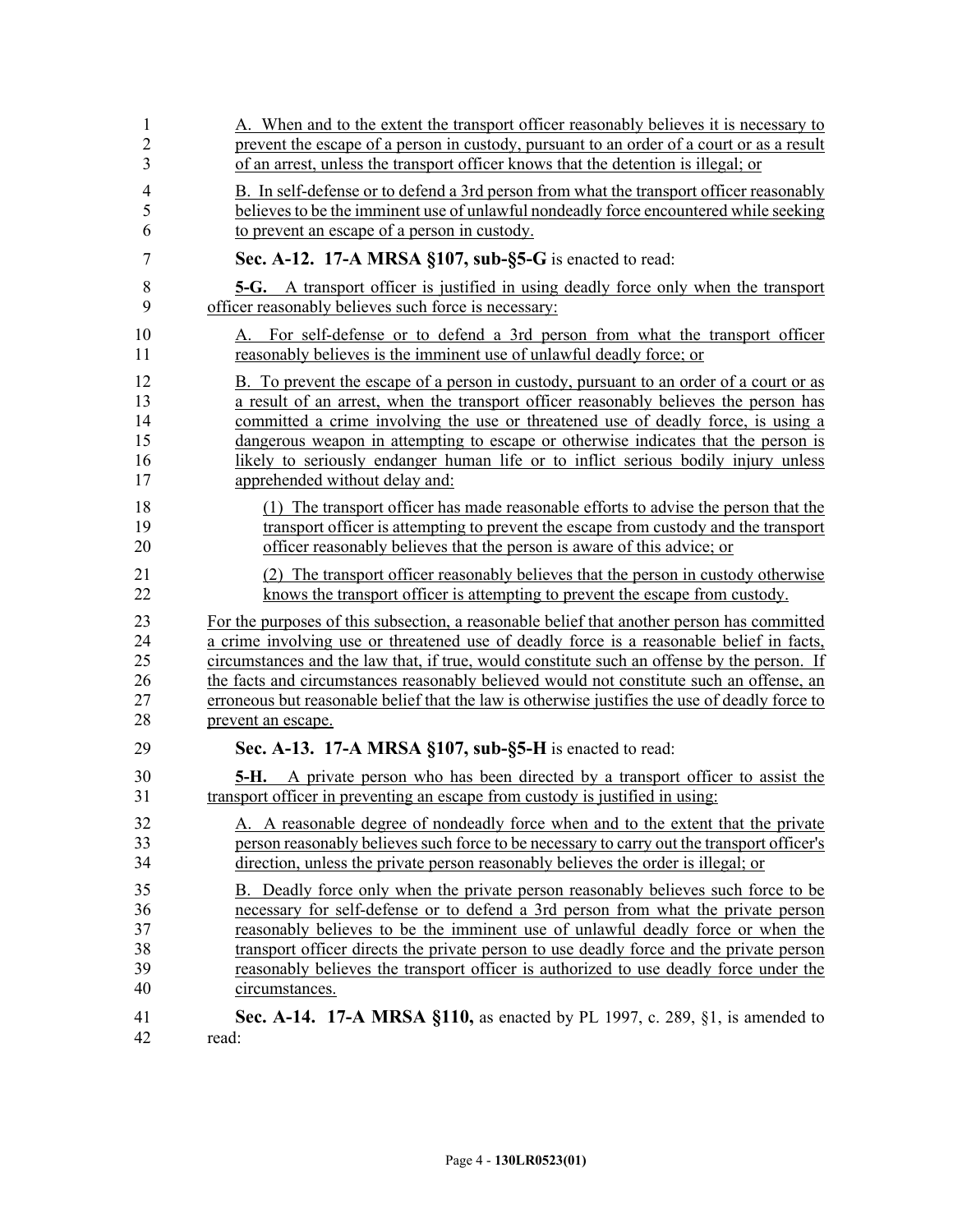A. When and to the extent the transport officer reasonably believes it is necessary to prevent the escape of a person in custody, pursuant to an order of a court or as a result of an arrest, unless the transport officer knows that the detention is illegal; or

B. In self-defense or to defend a 3rd person from what the transport officer reasonably believes to be the imminent use of unlawful nondeadly force encountered while seeking to prevent an escape of a person in custody.

**Sec. A-12. 17-A MRSA §107, sub-§5-G** is enacted to read:

**5-G.** A transport officer is justified in using deadly force only when the transport officer reasonably believes such force is necessary:

A. For self-defense or to defend a 3rd person from what the transport officer reasonably believes is the imminent use of unlawful deadly force; or

B. To prevent the escape of a person in custody, pursuant to an order of a court or as a result of an arrest, when the transport officer reasonably believes the person has committed a crime involving the use or threatened use of deadly force, is using a dangerous weapon in attempting to escape or otherwise indicates that the person is likely to seriously endanger human life or to inflict serious bodily injury unless apprehended without delay and:

(1) The transport officer has made reasonable efforts to advise the person that the transport officer is attempting to prevent the escape from custody and the transport officer reasonably believes that the person is aware of this advice; or

(2) The transport officer reasonably believes that the person in custody otherwise knows the transport officer is attempting to prevent the escape from custody.

For the purposes of this subsection, a reasonable belief that another person has committed a crime involving use or threatened use of deadly force is a reasonable belief in facts, circumstances and the law that, if true, would constitute such an offense by the person. If the facts and circumstances reasonably believed would not constitute such an offense, an erroneous but reasonable belief that the law is otherwise justifies the use of deadly force to prevent an escape.

**Sec. A-13. 17-A MRSA §107, sub-§5-H** is enacted to read:

**5-H.** A private person who has been directed by a transport officer to assist the transport officer in preventing an escape from custody is justified in using:

A. A reasonable degree of nondeadly force when and to the extent that the private person reasonably believes such force to be necessary to carry out the transport officer's direction, unless the private person reasonably believes the order is illegal; or

B. Deadly force only when the private person reasonably believes such force to be necessary for self-defense or to defend a 3rd person from what the private person reasonably believes to be the imminent use of unlawful deadly force or when the transport officer directs the private person to use deadly force and the private person reasonably believes the transport officer is authorized to use deadly force under the circumstances.

**Sec. A-14. 17-A MRSA §110,** as enacted by PL 1997, c. 289, §1, is amended to read: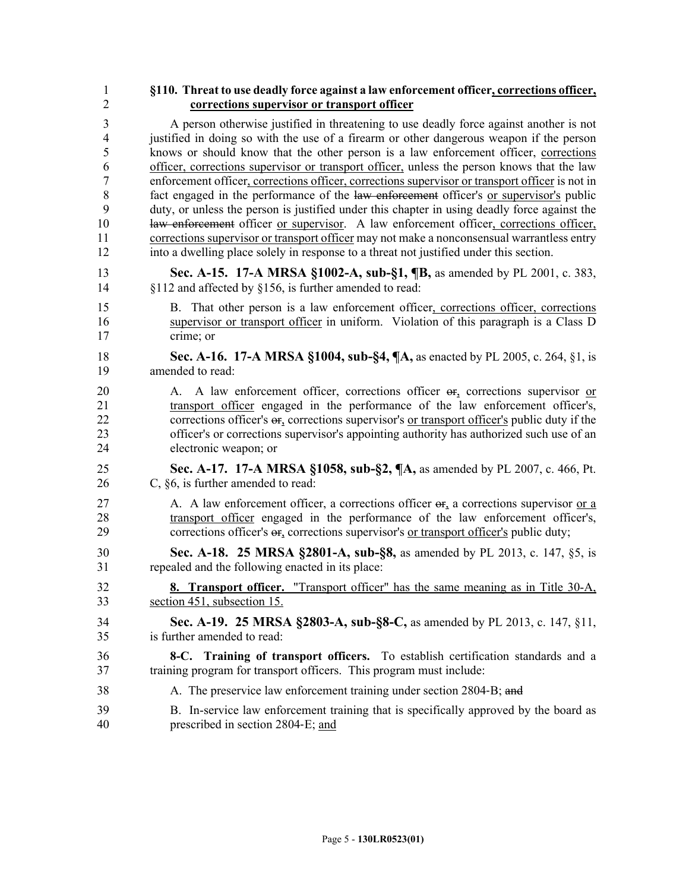**§110. Threat to use deadly force against a law enforcement officer, corrections officer, corrections supervisor or transport officer**

A person otherwise justified in threatening to use deadly force against another is not justified in doing so with the use of a firearm or other dangerous weapon if the person knows or should know that the other person is a law enforcement officer, corrections officer, corrections supervisor or transport officer, unless the person knows that the law enforcement officer, corrections officer, corrections supervisor or transport officer is not in fact engaged in the performance of the ~~law enforcement~~ officer's or supervisor's public duty, or unless the person is justified under this chapter in using deadly force against the ~~law enforcement~~ officer or supervisor. A law enforcement officer, corrections officer, corrections supervisor or transport officer may not make a nonconsensual warrantless entry into a dwelling place solely in response to a threat not justified under this section.

**Sec. A-15. 17-A MRSA §1002-A, sub-§1, ¶B,** as amended by PL 2001, c. 383, §112 and affected by §156, is further amended to read:

B. That other person is a law enforcement officer, corrections officer, corrections supervisor or transport officer in uniform. Violation of this paragraph is a Class D crime; or

**Sec. A-16. 17-A MRSA §1004, sub-§4, ¶A,** as enacted by PL 2005, c. 264, §1, is amended to read:

A. A law enforcement officer, corrections officer ~~or~~, corrections supervisor or transport officer engaged in the performance of the law enforcement officer's, corrections officer's ~~or~~, corrections supervisor's or transport officer's public duty if the officer's or corrections supervisor's appointing authority has authorized such use of an electronic weapon; or

**Sec. A-17. 17-A MRSA §1058, sub-§2, ¶A,** as amended by PL 2007, c. 466, Pt. C, §6, is further amended to read:

A. A law enforcement officer, a corrections officer ~~or~~, a corrections supervisor or a transport officer engaged in the performance of the law enforcement officer's, corrections officer's ~~or~~, corrections supervisor's or transport officer's public duty;

**Sec. A-18. 25 MRSA §2801-A, sub-§8,** as amended by PL 2013, c. 147, §5, is repealed and the following enacted in its place:

**8. Transport officer.** "Transport officer" has the same meaning as in Title 30-A, section 451, subsection 15.

**Sec. A-19. 25 MRSA §2803-A, sub-§8-C,** as amended by PL 2013, c. 147, §11, is further amended to read:

**8-C. Training of transport officers.** To establish certification standards and a training program for transport officers. This program must include:

A. The preservice law enforcement training under section 2804-B; ~~and~~

B. In-service law enforcement training that is specifically approved by the board as prescribed in section 2804-E; and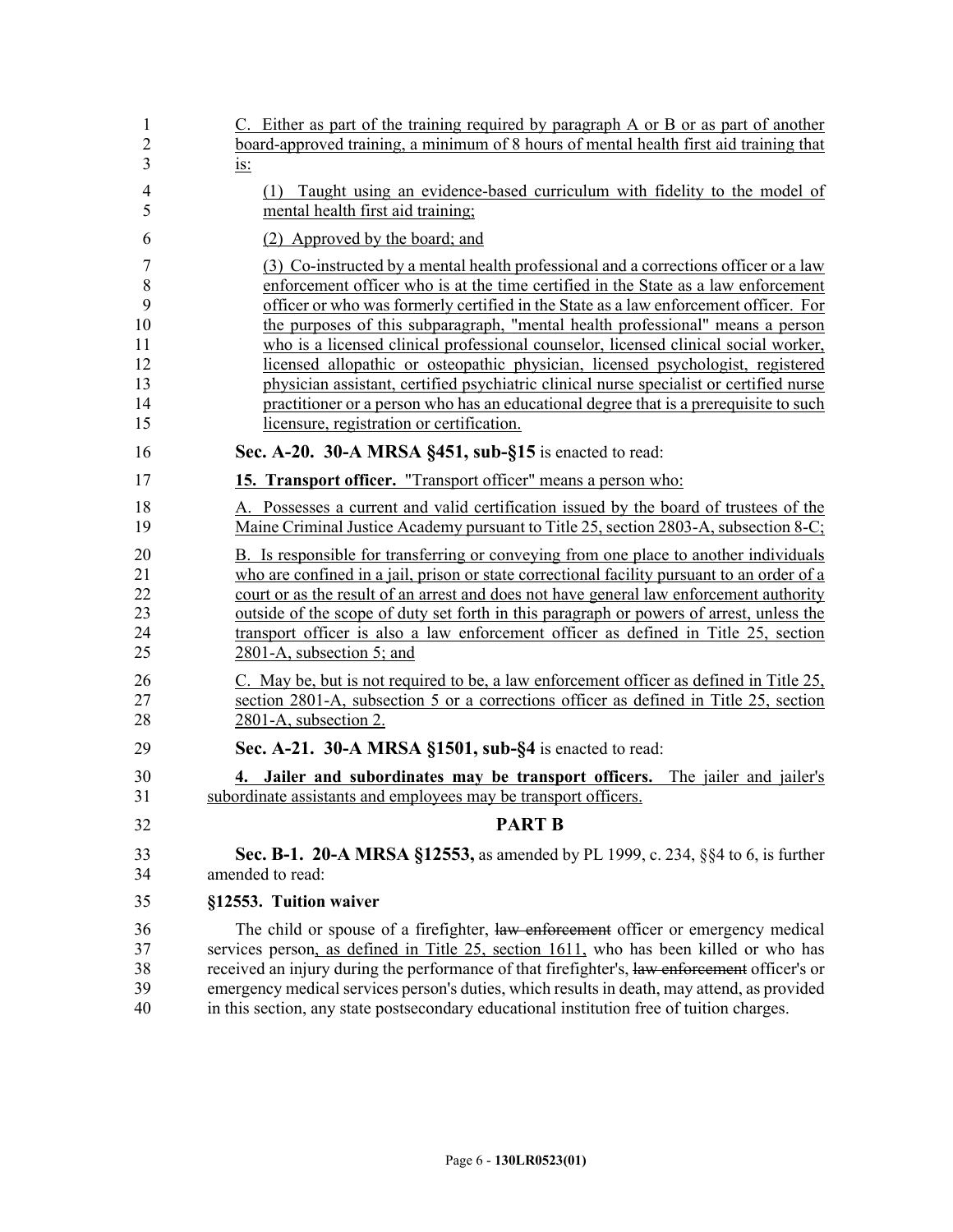C. Either as part of the training required by paragraph A or B or as part of another board-approved training, a minimum of 8 hours of mental health first aid training that is:

(1) Taught using an evidence-based curriculum with fidelity to the model of mental health first aid training;

(2) Approved by the board; and

(3) Co-instructed by a mental health professional and a corrections officer or a law enforcement officer who is at the time certified in the State as a law enforcement officer or who was formerly certified in the State as a law enforcement officer. For the purposes of this subparagraph, "mental health professional" means a person who is a licensed clinical professional counselor, licensed clinical social worker, licensed allopathic or osteopathic physician, licensed psychologist, registered physician assistant, certified psychiatric clinical nurse specialist or certified nurse practitioner or a person who has an educational degree that is a prerequisite to such licensure, registration or certification.

**Sec. A-20. 30-A MRSA §451, sub-§15** is enacted to read:

**15. Transport officer.** "Transport officer" means a person who:

A. Possesses a current and valid certification issued by the board of trustees of the Maine Criminal Justice Academy pursuant to Title 25, section 2803-A, subsection 8-C;

B. Is responsible for transferring or conveying from one place to another individuals who are confined in a jail, prison or state correctional facility pursuant to an order of a court or as the result of an arrest and does not have general law enforcement authority outside of the scope of duty set forth in this paragraph or powers of arrest, unless the transport officer is also a law enforcement officer as defined in Title 25, section 2801-A, subsection 5; and

C. May be, but is not required to be, a law enforcement officer as defined in Title 25, section 2801-A, subsection 5 or a corrections officer as defined in Title 25, section 2801-A, subsection 2.

**Sec. A-21. 30-A MRSA §1501, sub-§4** is enacted to read:

**4. Jailer and subordinates may be transport officers.** The jailer and jailer's subordinate assistants and employees may be transport officers.

## PART B

**Sec. B-1. 20-A MRSA §12553,** as amended by PL 1999, c. 234, §§4 to 6, is further amended to read:

**§12553. Tuition waiver**

The child or spouse of a firefighter, ~~law enforcement~~ officer or emergency medical services person, as defined in Title 25, section 1611, who has been killed or who has received an injury during the performance of that firefighter's, ~~law enforcement~~ officer's or emergency medical services person's duties, which results in death, may attend, as provided in this section, any state postsecondary educational institution free of tuition charges.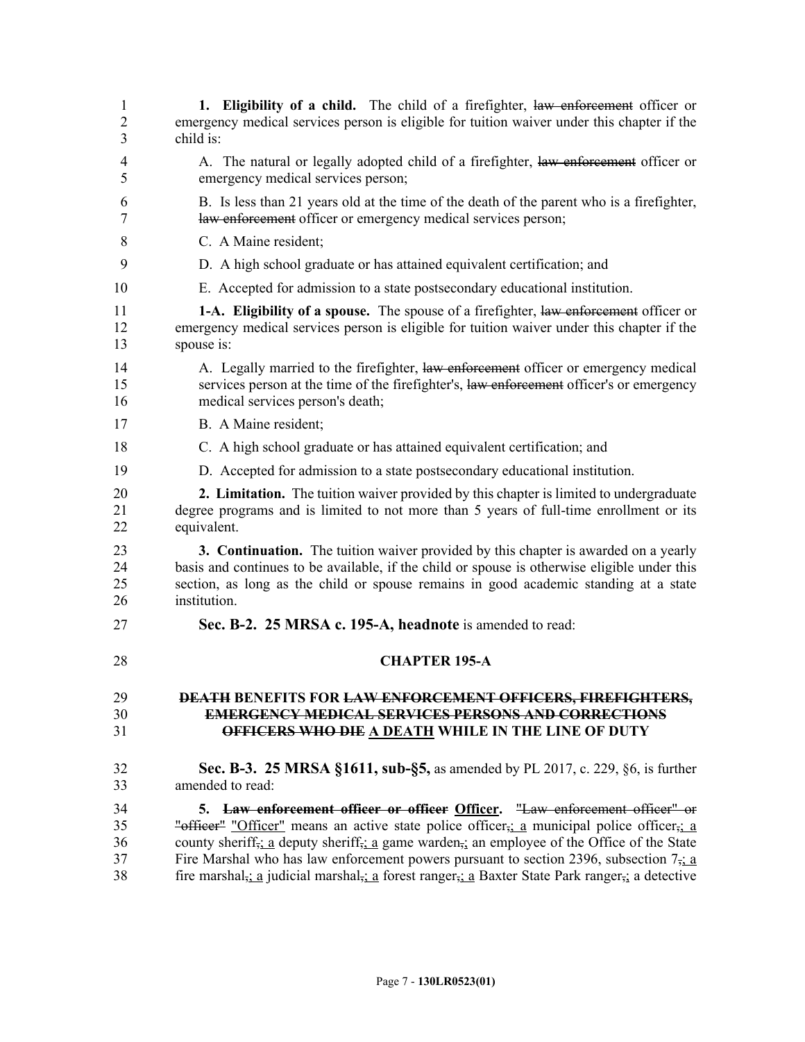**1. Eligibility of a child.** The child of a firefighter, ~~law enforcement~~ officer or emergency medical services person is eligible for tuition waiver under this chapter if the child is:

A. The natural or legally adopted child of a firefighter, ~~law enforcement~~ officer or emergency medical services person;

B. Is less than 21 years old at the time of the death of the parent who is a firefighter, ~~law enforcement~~ officer or emergency medical services person;

C. A Maine resident;

D. A high school graduate or has attained equivalent certification; and

E. Accepted for admission to a state postsecondary educational institution.

**1-A. Eligibility of a spouse.** The spouse of a firefighter, ~~law enforcement~~ officer or emergency medical services person is eligible for tuition waiver under this chapter if the spouse is:

A. Legally married to the firefighter, ~~law enforcement~~ officer or emergency medical services person at the time of the firefighter's, ~~law enforcement~~ officer's or emergency medical services person's death;

B. A Maine resident;

C. A high school graduate or has attained equivalent certification; and

D. Accepted for admission to a state postsecondary educational institution.

**2. Limitation.** The tuition waiver provided by this chapter is limited to undergraduate degree programs and is limited to not more than 5 years of full-time enrollment or its equivalent.

**3. Continuation.** The tuition waiver provided by this chapter is awarded on a yearly basis and continues to be available, if the child or spouse is otherwise eligible under this section, as long as the child or spouse remains in good academic standing at a state institution.

**Sec. B-2. 25 MRSA c. 195-A, headnote** is amended to read:

**CHAPTER 195-A**

**~~DEATH~~ BENEFITS FOR ~~LAW ENFORCEMENT OFFICERS, FIREFIGHTERS, EMERGENCY MEDICAL SERVICES PERSONS AND CORRECTIONS OFFICERS WHO DIE~~ A DEATH WHILE IN THE LINE OF DUTY**

**Sec. B-3. 25 MRSA §1611, sub-§5,** as amended by PL 2017, c. 229, §6, is further amended to read:

**5. ~~Law enforcement officer or officer~~ Officer.** ~~"Law enforcement officer" or "officer"~~ "Officer" means an active state police officer~~,~~; a municipal police officer~~,~~; a county sheriff~~,~~; a deputy sheriff~~,~~; a game warden~~,~~; an employee of the Office of the State Fire Marshal who has law enforcement powers pursuant to section 2396, subsection 7~~,~~; a fire marshal~~,~~; a judicial marshal~~,~~; a forest ranger~~,~~; a Baxter State Park ranger~~,~~; a detective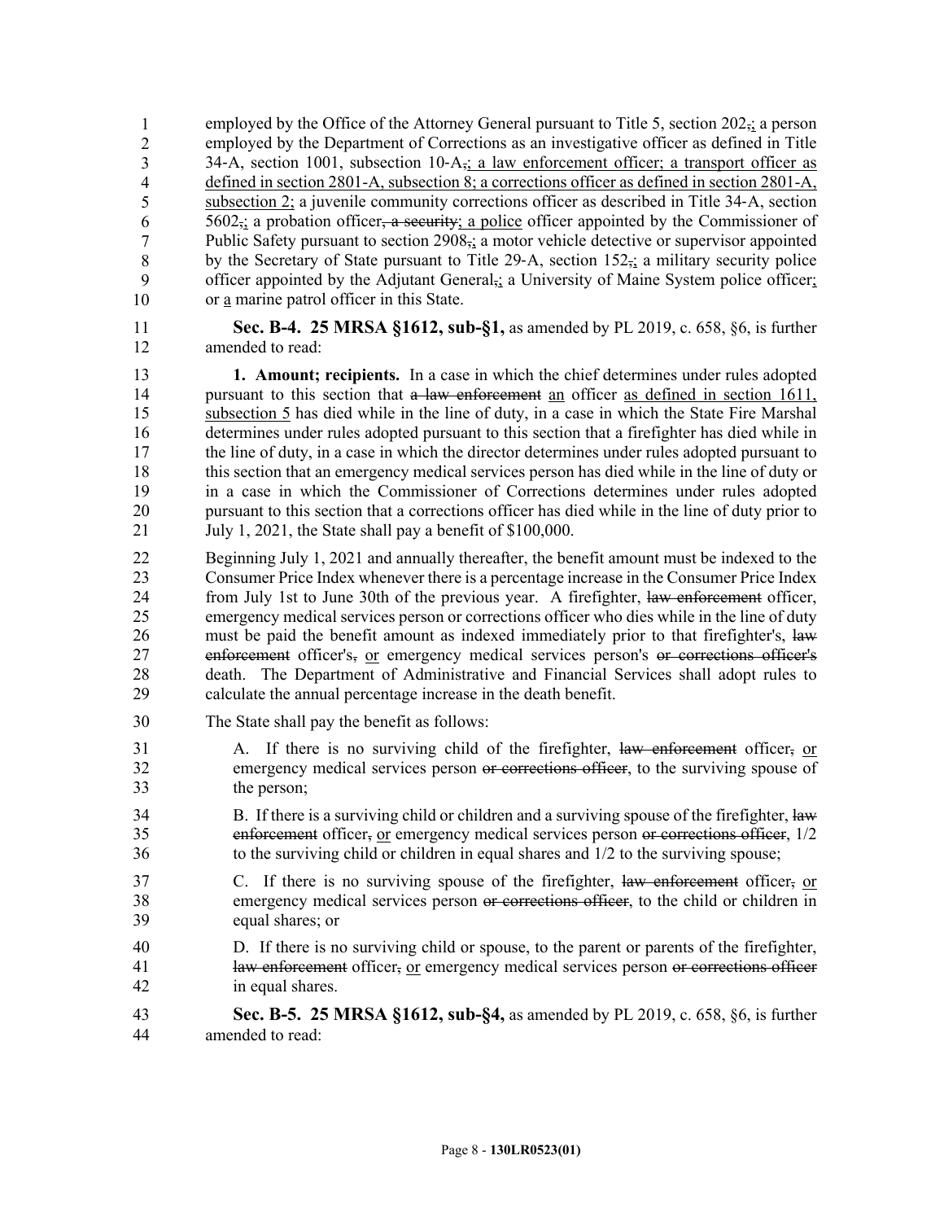employed by the Office of the Attorney General pursuant to Title 5, section 202,; a person employed by the Department of Corrections as an investigative officer as defined in Title 34-A, section 1001, subsection 10-A,; a law enforcement officer; a transport officer as defined in section 2801-A, subsection 8; a corrections officer as defined in section 2801-A, subsection 2; a juvenile community corrections officer as described in Title 34-A, section 5602,; a probation officer, a security; a police officer appointed by the Commissioner of Public Safety pursuant to section 2908,; a motor vehicle detective or supervisor appointed by the Secretary of State pursuant to Title 29-A, section 152,; a military security police officer appointed by the Adjutant General,; a University of Maine System police officer; or a marine patrol officer in this State.

**Sec. B-4. 25 MRSA §1612, sub-§1,** as amended by PL 2019, c. 658, §6, is further amended to read:

**1. Amount; recipients.** In a case in which the chief determines under rules adopted pursuant to this section that a law enforcement an officer as defined in section 1611, subsection 5 has died while in the line of duty, in a case in which the State Fire Marshal determines under rules adopted pursuant to this section that a firefighter has died while in the line of duty, in a case in which the director determines under rules adopted pursuant to this section that an emergency medical services person has died while in the line of duty or in a case in which the Commissioner of Corrections determines under rules adopted pursuant to this section that a corrections officer has died while in the line of duty prior to July 1, 2021, the State shall pay a benefit of $100,000.

Beginning July 1, 2021 and annually thereafter, the benefit amount must be indexed to the Consumer Price Index whenever there is a percentage increase in the Consumer Price Index from July 1st to June 30th of the previous year. A firefighter, law enforcement officer, emergency medical services person or corrections officer who dies while in the line of duty must be paid the benefit amount as indexed immediately prior to that firefighter's, law enforcement officer's, or emergency medical services person's or corrections officer's death. The Department of Administrative and Financial Services shall adopt rules to calculate the annual percentage increase in the death benefit.

The State shall pay the benefit as follows:

A. If there is no surviving child of the firefighter, law enforcement officer, or emergency medical services person or corrections officer, to the surviving spouse of the person;

B. If there is a surviving child or children and a surviving spouse of the firefighter, law enforcement officer, or emergency medical services person or corrections officer, 1/2 to the surviving child or children in equal shares and 1/2 to the surviving spouse;

C. If there is no surviving spouse of the firefighter, law enforcement officer, or emergency medical services person or corrections officer, to the child or children in equal shares; or

D. If there is no surviving child or spouse, to the parent or parents of the firefighter, law enforcement officer, or emergency medical services person or corrections officer in equal shares.

**Sec. B-5. 25 MRSA §1612, sub-§4,** as amended by PL 2019, c. 658, §6, is further amended to read: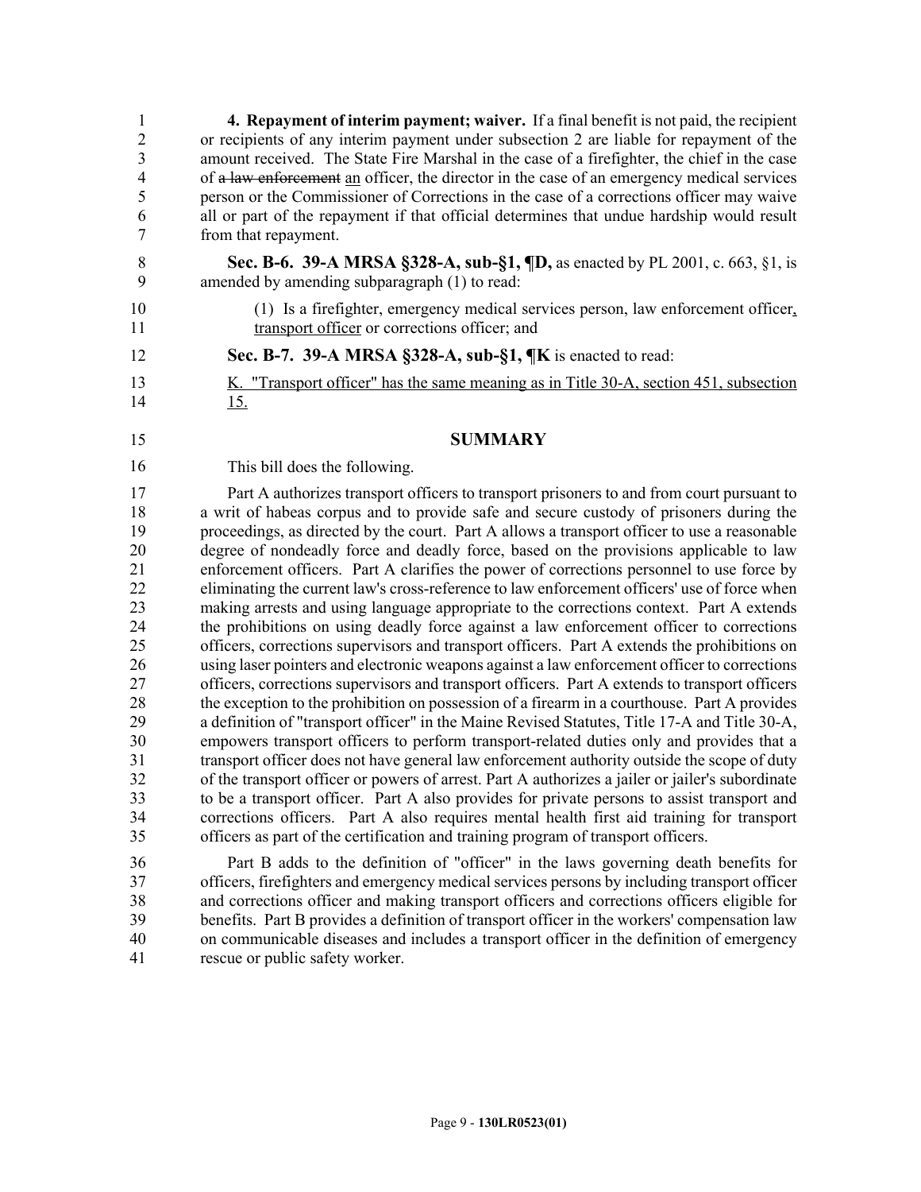**4. Repayment of interim payment; waiver.** If a final benefit is not paid, the recipient or recipients of any interim payment under subsection 2 are liable for repayment of the amount received. The State Fire Marshal in the case of a firefighter, the chief in the case of ~~a law enforcement~~ an officer, the director in the case of an emergency medical services person or the Commissioner of Corrections in the case of a corrections officer may waive all or part of the repayment if that official determines that undue hardship would result from that repayment.

**Sec. B-6. 39-A MRSA §328-A, sub-§1, ¶D,** as enacted by PL 2001, c. 663, §1, is amended by amending subparagraph (1) to read:

(1) Is a firefighter, emergency medical services person, law enforcement officer, transport officer or corrections officer; and

**Sec. B-7. 39-A MRSA §328-A, sub-§1, ¶K** is enacted to read:

K. "Transport officer" has the same meaning as in Title 30-A, section 451, subsection 15.

## SUMMARY

This bill does the following.

Part A authorizes transport officers to transport prisoners to and from court pursuant to a writ of habeas corpus and to provide safe and secure custody of prisoners during the proceedings, as directed by the court. Part A allows a transport officer to use a reasonable degree of nondeadly force and deadly force, based on the provisions applicable to law enforcement officers. Part A clarifies the power of corrections personnel to use force by eliminating the current law's cross-reference to law enforcement officers' use of force when making arrests and using language appropriate to the corrections context. Part A extends the prohibitions on using deadly force against a law enforcement officer to corrections officers, corrections supervisors and transport officers. Part A extends the prohibitions on using laser pointers and electronic weapons against a law enforcement officer to corrections officers, corrections supervisors and transport officers. Part A extends to transport officers the exception to the prohibition on possession of a firearm in a courthouse. Part A provides a definition of "transport officer" in the Maine Revised Statutes, Title 17-A and Title 30-A, empowers transport officers to perform transport-related duties only and provides that a transport officer does not have general law enforcement authority outside the scope of duty of the transport officer or powers of arrest. Part A authorizes a jailer or jailer's subordinate to be a transport officer. Part A also provides for private persons to assist transport and corrections officers. Part A also requires mental health first aid training for transport officers as part of the certification and training program of transport officers.

Part B adds to the definition of "officer" in the laws governing death benefits for officers, firefighters and emergency medical services persons by including transport officer and corrections officer and making transport officers and corrections officers eligible for benefits. Part B provides a definition of transport officer in the workers' compensation law on communicable diseases and includes a transport officer in the definition of emergency rescue or public safety worker.